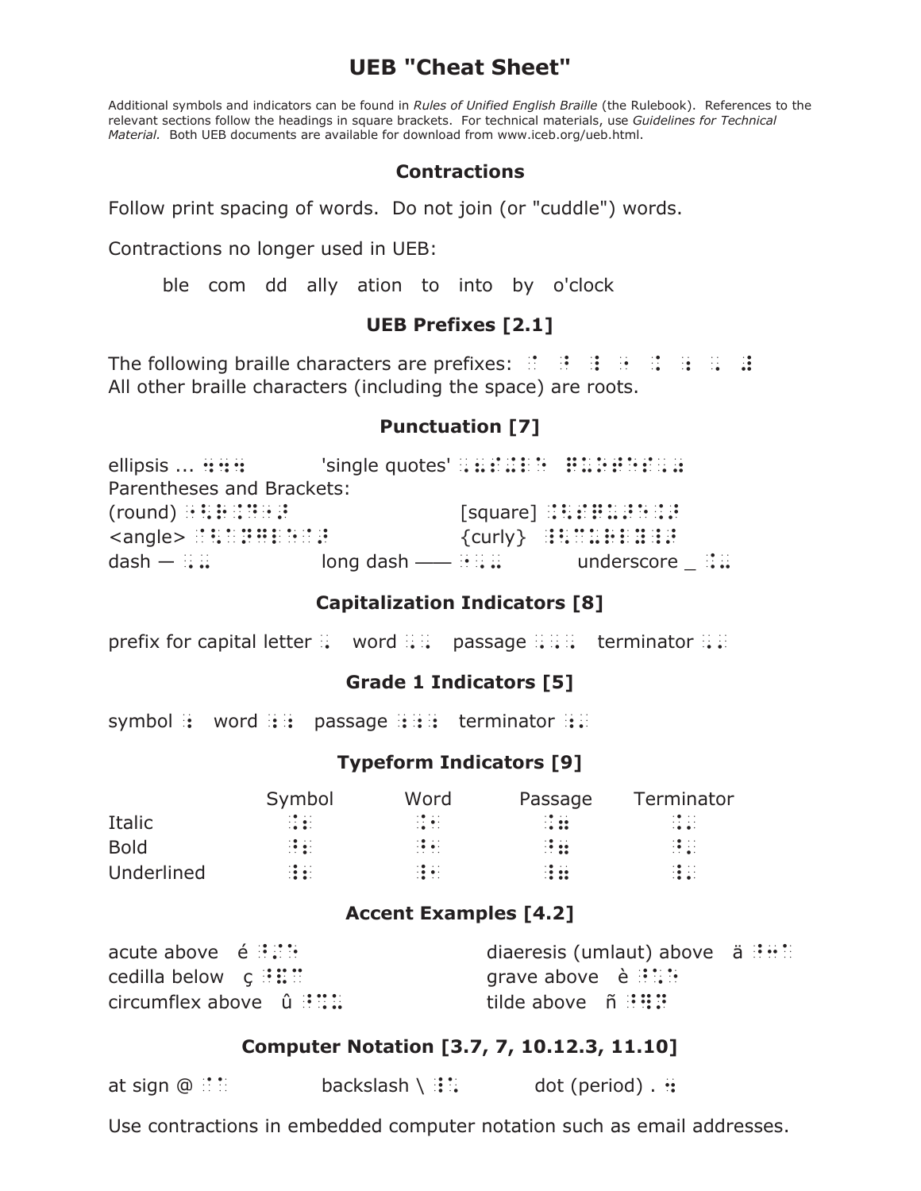# UEB "Cheat Sheet"

Additional symbols and indicators can be found in *Rules of Unified English Braille* (the Rulebook). References to the relevant sections follow the headings in square brackets. For technical materials, use *Guidelines for Technical Material.* Both UEB documents are available for download from www.iceb.org/ueb.html.

## Contractions

Follow print spacing of words. Do not join (or "cuddle") words.

Contractions no longer used in UEB:

ble com dd ally ation to into by o'clock

## UEB Prefixes [2.1]

The following braille characters are prefixes: ⠈ ⠘ ⠸ ⠐ ⠨ ⠰ ⠠ ⠼
All other braille characters (including the space) are roots.

## Punctuation [7]

ellipsis ... ⠲⠲⠲ 'single quotes' ⠠⠦⠎⠔⠛⠇⠑ ⠟⠥⠕⠞⠑⠎⠠⠴

Parentheses and Brackets:

(round) ⠐⠣⠗⠳⠝⠙⠐⠜ [square] ⠨⠣⠎⠟⠥⠜⠑⠨⠜

<angle> ⠈⠣⠁⠝⠛⠇⠑⠈⠜ {curly} ⠸⠣⠉⠥⠗⠇⠽⠸⠜

dash — ⠠⠤ long dash —— ⠐⠠⠤ underscore _ ⠨⠤

## Capitalization Indicators [8]

prefix for capital letter ⠠ word ⠠⠠ passage ⠠⠠⠠ terminator ⠠⠄

## Grade 1 Indicators [5]

symbol ⠰ word ⠰⠰ passage ⠰⠰⠰ terminator ⠰⠄

## Typeform Indicators [9]

| | Symbol | Word | Passage | Terminator |
|---|---|---|---|---|
| Italic | ⠨⠆ | ⠨⠂ | ⠨⠶ | ⠨⠄ |
| Bold | ⠘⠆ | ⠘⠂ | ⠘⠶ | ⠘⠄ |
| Underlined | ⠸⠆ | ⠸⠂ | ⠸⠶ | ⠸⠄ |

## Accent Examples [4.2]

acute above é ⠘⠌⠑ diaeresis (umlaut) above ä ⠘⠒⠁

cedilla below ç ⠘⠯⠉ grave above è ⠘⠡⠑

circumflex above û ⠘⠩⠥ tilde above ñ ⠘⠻⠝

## Computer Notation [3.7, 7, 10.12.3, 11.10]

at sign @ ⠈⠁ backslash \ ⠸⠡ dot (period) . ⠲

Use contractions in embedded computer notation such as email addresses.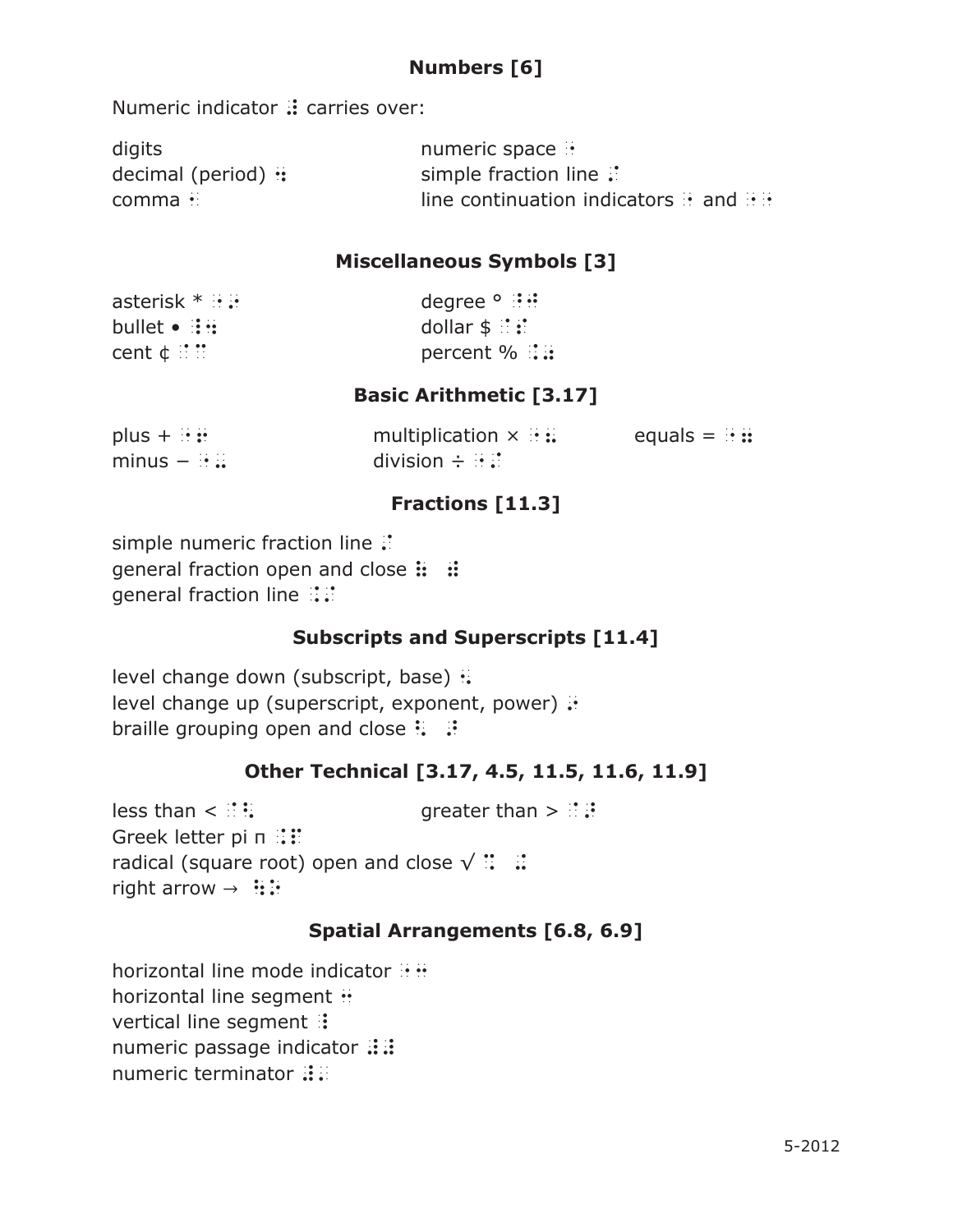## Numbers [6]

Numeric indicator ⠼ carries over:

digits

decimal (period) ⠲

comma ⠂

numeric space ⠐

simple fraction line ⠌

line continuation indicators ⠐ and ⠐⠐

## Miscellaneous Symbols [3]

asterisk * ⠐⠔

bullet • ⠸⠲

cent ¢ ⠈⠉

degree ° ⠘⠚

dollar $ ⠈⠎

percent % ⠨⠴

## Basic Arithmetic [3.17]

plus + ⠐⠖

minus − ⠐⠤

multiplication × ⠐⠦

division ÷ ⠐⠌

equals = ⠐⠶

## Fractions [11.3]

simple numeric fraction line ⠌

general fraction open and close ⠷ ⠾

general fraction line ⠨⠌

## Subscripts and Superscripts [11.4]

level change down (subscript, base) ⠢

level change up (superscript, exponent, power) ⠔

braille grouping open and close ⠣ ⠜

## Other Technical [3.17, 4.5, 11.5, 11.6, 11.9]

less than < ⠈⠣

greater than > ⠈⠜

Greek letter pi π ⠨⠏

radical (square root) open and close √ ⠩ ⠬

right arrow → ⠳⠕

## Spatial Arrangements [6.8, 6.9]

horizontal line mode indicator ⠐⠒

horizontal line segment ⠒

vertical line segment ⠸

numeric passage indicator ⠼⠼

numeric terminator ⠼⠄